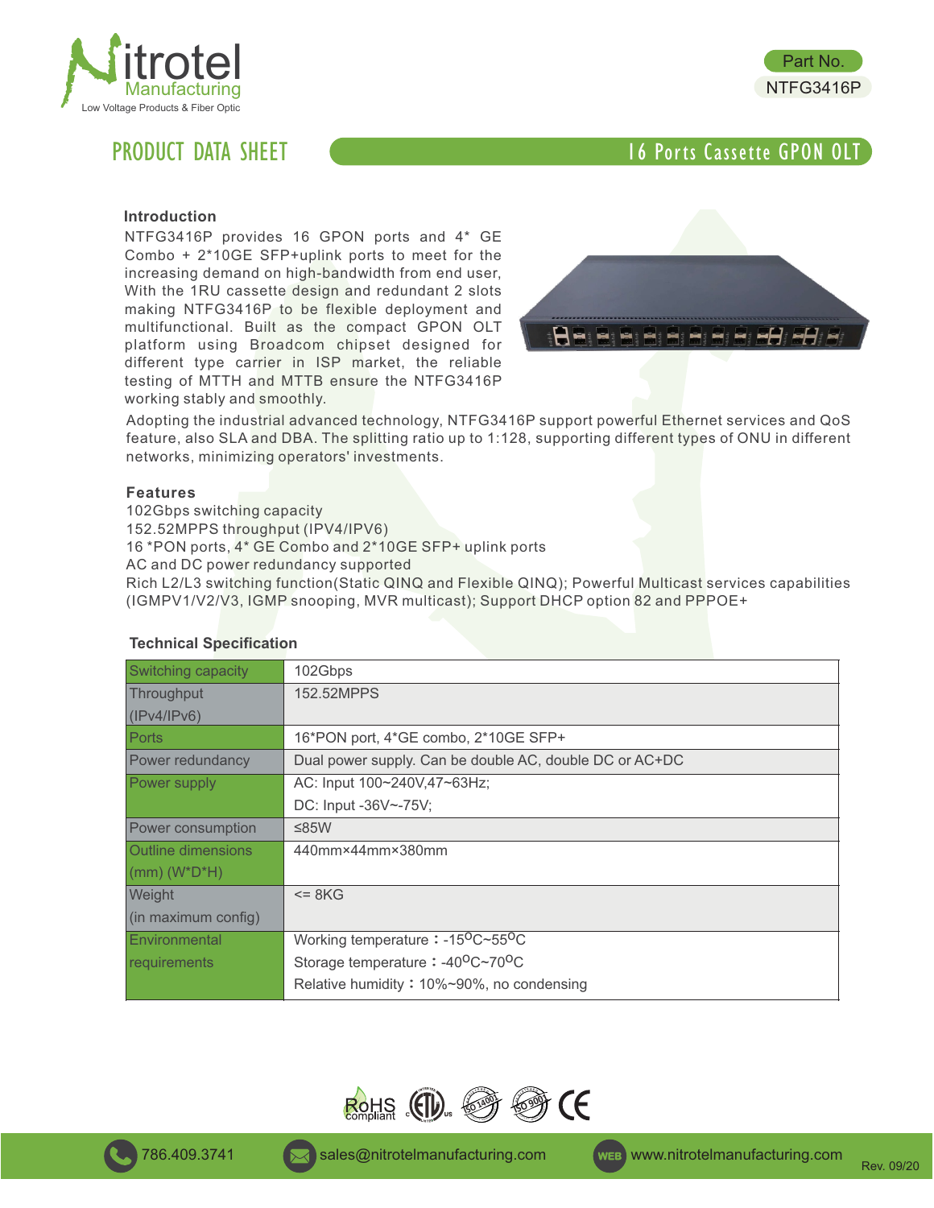Nitrotel Manufacturing
Low Voltage Products & Fiber Optic

Part No.
NTFG3416P

# PRODUCT DATA SHEET

## 16 Ports Cassette GPON OLT

### Introduction

NTFG3416P provides 16 GPON ports and 4* GE Combo + 2*10GE SFP+uplink ports to meet for the increasing demand on high-bandwidth from end user, With the 1RU cassette design and redundant 2 slots making NTFG3416P to be flexible deployment and multifunctional. Built as the compact GPON OLT platform using Broadcom chipset designed for different type carrier in ISP market, the reliable testing of MTTH and MTTB ensure the NTFG3416P working stably and smoothly.

Adopting the industrial advanced technology, NTFG3416P support powerful Ethernet services and QoS feature, also SLA and DBA. The splitting ratio up to 1:128, supporting different types of ONU in different networks, minimizing operators' investments.

### Features

102Gbps switching capacity
152.52MPPS throughput (IPV4/IPV6)
16 *PON ports, 4* GE Combo and 2*10GE SFP+ uplink ports
AC and DC power redundancy supported
Rich L2/L3 switching function(Static QINQ and Flexible QINQ); Powerful Multicast services capabilities (IGMPV1/V2/V3, IGMP snooping, MVR multicast); Support DHCP option 82 and PPPOE+

### Technical Specification

| | |
|---|---|
| Switching capacity | 102Gbps |
| Throughput (IPv4/IPv6) | 152.52MPPS |
| Ports | 16*PON port, 4*GE combo, 2*10GE SFP+ |
| Power redundancy | Dual power supply. Can be double AC, double DC or AC+DC |
| Power supply | AC: Input 100~240V,47~63Hz;<br>DC: Input -36V~-75V; |
| Power consumption | ≤85W |
| Outline dimensions (mm) (W*D*H) | 440mm×44mm×380mm |
| Weight (in maximum config) | <= 8KG |
| Environmental requirements | Working temperature：-15°C~55°C<br>Storage temperature：-40°C~70°C<br>Relative humidity：10%~90%, no condensing |

RoHS compliant, ETL, ISO 14001, ISO 9001, CE

786.409.3741 | sales@nitrotelmanufacturing.com | www.nitrotelmanufacturing.com

Rev. 09/20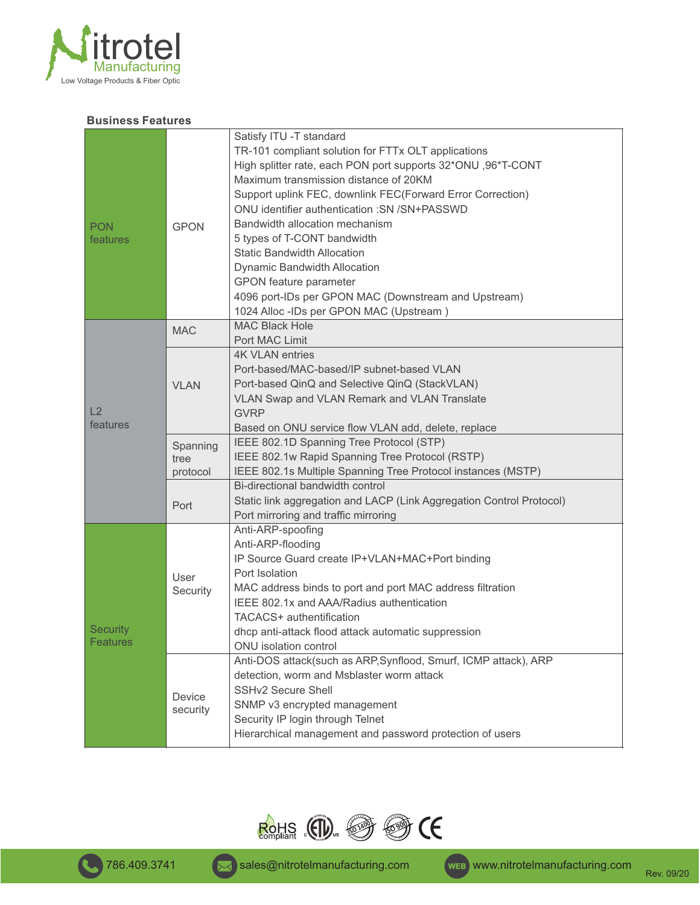**Business Features**

| | | |
|---|---|---|
| PON features | GPON | Satisfy ITU -T standard<br>TR-101 compliant solution for FTTx OLT applications<br>High splitter rate, each PON port supports 32*ONU ,96*T-CONT<br>Maximum transmission distance of 20KM<br>Support uplink FEC, downlink FEC(Forward Error Correction)<br>ONU identifier authentication :SN /SN+PASSWD<br>Bandwidth allocation mechanism<br>5 types of T-CONT bandwidth<br>Static Bandwidth Allocation<br>Dynamic Bandwidth Allocation<br>GPON feature parameter<br>4096 port-IDs per GPON MAC (Downstream and Upstream)<br>1024 Alloc -IDs per GPON MAC (Upstream ) |
| L2 features | MAC | MAC Black Hole<br>Port MAC Limit |
| | VLAN | 4K VLAN entries<br>Port-based/MAC-based/IP subnet-based VLAN<br>Port-based QinQ and Selective QinQ (StackVLAN)<br>VLAN Swap and VLAN Remark and VLAN Translate<br>GVRP<br>Based on ONU service flow VLAN add, delete, replace |
| | Spanning tree protocol | IEEE 802.1D Spanning Tree Protocol (STP)<br>IEEE 802.1w Rapid Spanning Tree Protocol (RSTP)<br>IEEE 802.1s Multiple Spanning Tree Protocol instances (MSTP) |
| | Port | Bi-directional bandwidth control<br>Static link aggregation and LACP (Link Aggregation Control Protocol)<br>Port mirroring and traffic mirroring |
| Security Features | User Security | Anti-ARP-spoofing<br>Anti-ARP-flooding<br>IP Source Guard create IP+VLAN+MAC+Port binding<br>Port Isolation<br>MAC address binds to port and port MAC address filtration<br>IEEE 802.1x and AAA/Radius authentication<br>TACACS+ authentification<br>dhcp anti-attack flood attack automatic suppression<br>ONU isolation control |
| | Device security | Anti-DOS attack(such as ARP,Synflood, Smurf, ICMP attack), ARP detection, worm and Msblaster worm attack<br>SSHv2 Secure Shell<br>SNMP v3 encrypted management<br>Security IP login through Telnet<br>Hierarchical management and password protection of users |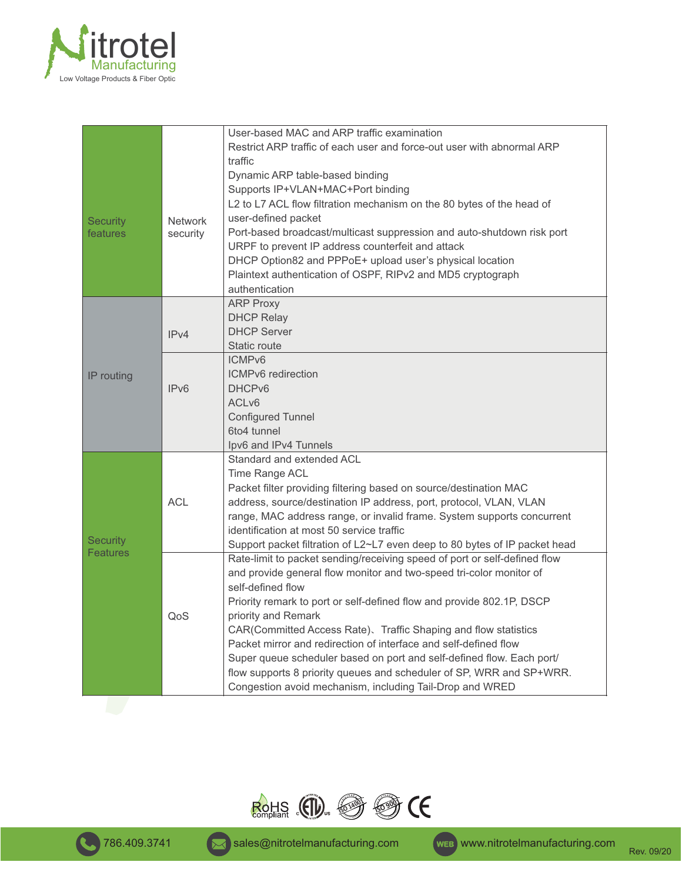| | | |
|---|---|---|
| Security features | Network security | User-based MAC and ARP traffic examination<br>Restrict ARP traffic of each user and force-out user with abnormal ARP traffic<br>Dynamic ARP table-based binding<br>Supports IP+VLAN+MAC+Port binding<br>L2 to L7 ACL flow filtration mechanism on the 80 bytes of the head of user-defined packet<br>Port-based broadcast/multicast suppression and auto-shutdown risk port<br>URPF to prevent IP address counterfeit and attack<br>DHCP Option82 and PPPoE+ upload user's physical location<br>Plaintext authentication of OSPF, RIPv2 and MD5 cryptograph authentication |
| IP routing | IPv4 | ARP Proxy<br>DHCP Relay<br>DHCP Server<br>Static route |
| | IPv6 | ICMPv6<br>ICMPv6 redirection<br>DHCPv6<br>ACLv6<br>Configured Tunnel<br>6to4 tunnel<br>Ipv6 and IPv4 Tunnels |
| Security Features | ACL | Standard and extended ACL<br>Time Range ACL<br>Packet filter providing filtering based on source/destination MAC address, source/destination IP address, port, protocol, VLAN, VLAN range, MAC address range, or invalid frame. System supports concurrent identification at most 50 service traffic<br>Support packet filtration of L2~L7 even deep to 80 bytes of IP packet head |
| | QoS | Rate-limit to packet sending/receiving speed of port or self-defined flow and provide general flow monitor and two-speed tri-color monitor of self-defined flow<br>Priority remark to port or self-defined flow and provide 802.1P, DSCP priority and Remark<br>CAR(Committed Access Rate)、Traffic Shaping and flow statistics<br>Packet mirror and redirection of interface and self-defined flow<br>Super queue scheduler based on port and self-defined flow. Each port/flow supports 8 priority queues and scheduler of SP, WRR and SP+WRR.<br>Congestion avoid mechanism, including Tail-Drop and WRED |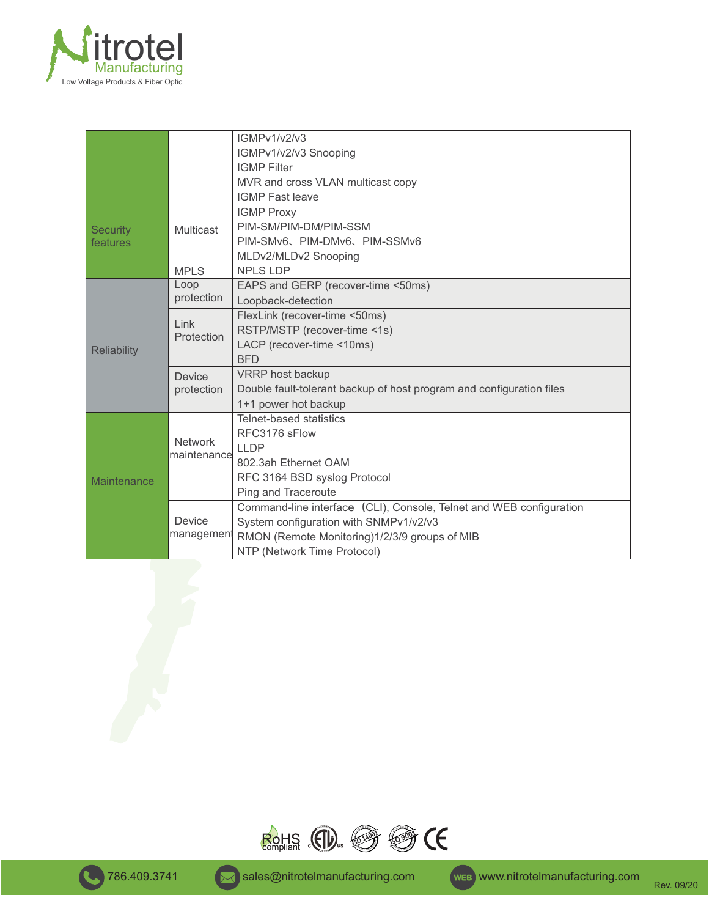| | | |
|---|---|---|
| Security features | Multicast | IGMPv1/v2/v3<br>IGMPv1/v2/v3 Snooping<br>IGMP Filter<br>MVR and cross VLAN multicast copy<br>IGMP Fast leave<br>IGMP Proxy<br>PIM-SM/PIM-DM/PIM-SSM<br>PIM-SMv6、PIM-DMv6、PIM-SSMv6<br>MLDv2/MLDv2 Snooping |
| | MPLS | NPLS LDP |
| Reliability | Loop protection | EAPS and GERP (recover-time <50ms)<br>Loopback-detection |
| | Link Protection | FlexLink (recover-time <50ms)<br>RSTP/MSTP (recover-time <1s)<br>LACP (recover-time <10ms)<br>BFD |
| | Device protection | VRRP host backup<br>Double fault-tolerant backup of host program and configuration files<br>1+1 power hot backup |
| Maintenance | Network maintenance | Telnet-based statistics<br>RFC3176 sFlow<br>LLDP<br>802.3ah Ethernet OAM<br>RFC 3164 BSD syslog Protocol<br>Ping and Traceroute |
| | Device management | Command-line interface（CLI), Console, Telnet and WEB configuration<br>System configuration with SNMPv1/v2/v3<br>RMON (Remote Monitoring)1/2/3/9 groups of MIB<br>NTP (Network Time Protocol) |